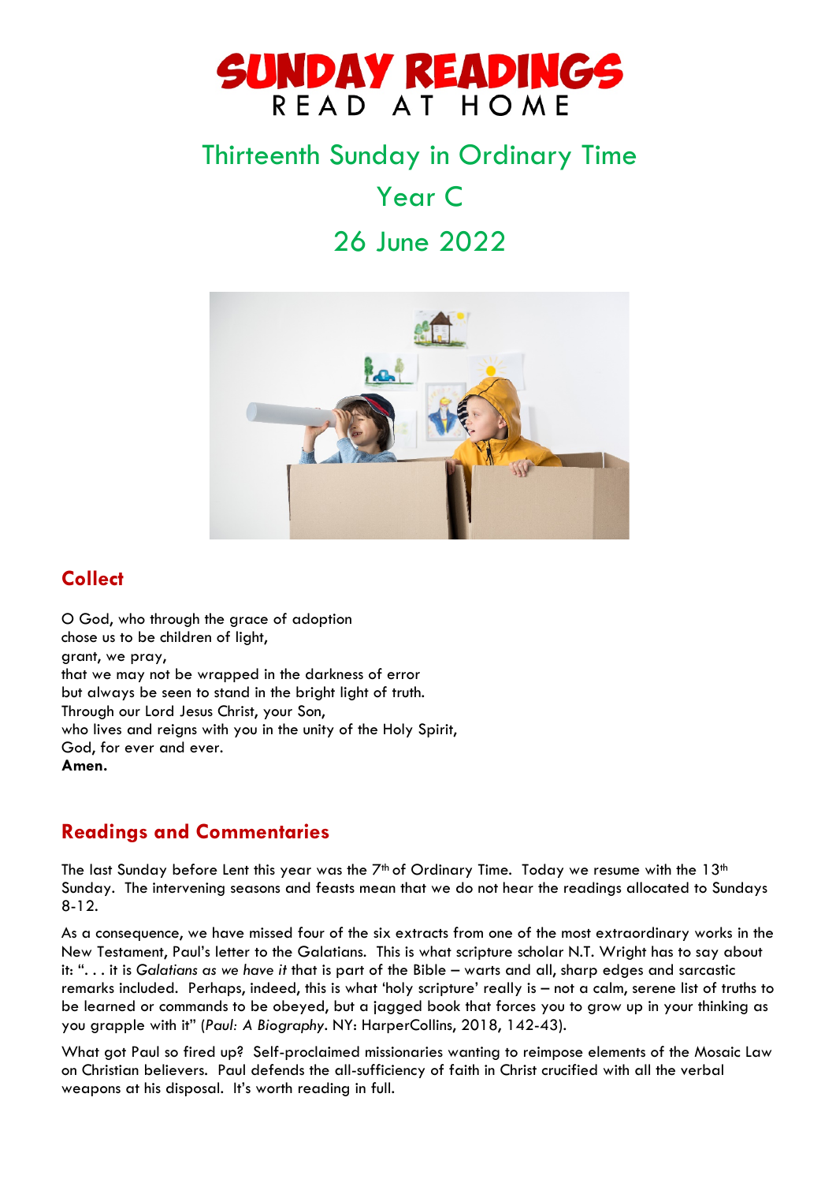# SUNDAY READINGS
READ AT HOME

## Thirteenth Sunday in Ordinary Time

## Year C

## 26 June 2022

## Collect

O God, who through the grace of adoption
chose us to be children of light,
grant, we pray,
that we may not be wrapped in the darkness of error
but always be seen to stand in the bright light of truth.
Through our Lord Jesus Christ, your Son,
who lives and reigns with you in the unity of the Holy Spirit,
God, for ever and ever.
**Amen.**

## Readings and Commentaries

The last Sunday before Lent this year was the 7th of Ordinary Time. Today we resume with the 13th Sunday. The intervening seasons and feasts mean that we do not hear the readings allocated to Sundays 8-12.

As a consequence, we have missed four of the six extracts from one of the most extraordinary works in the New Testament, Paul's letter to the Galatians. This is what scripture scholar N.T. Wright has to say about it: ". . . it is *Galatians as we have it* that is part of the Bible – warts and all, sharp edges and sarcastic remarks included. Perhaps, indeed, this is what 'holy scripture' really is – not a calm, serene list of truths to be learned or commands to be obeyed, but a jagged book that forces you to grow up in your thinking as you grapple with it" (*Paul: A Biography*. NY: HarperCollins, 2018, 142-43).

What got Paul so fired up? Self-proclaimed missionaries wanting to reimpose elements of the Mosaic Law on Christian believers. Paul defends the all-sufficiency of faith in Christ crucified with all the verbal weapons at his disposal. It's worth reading in full.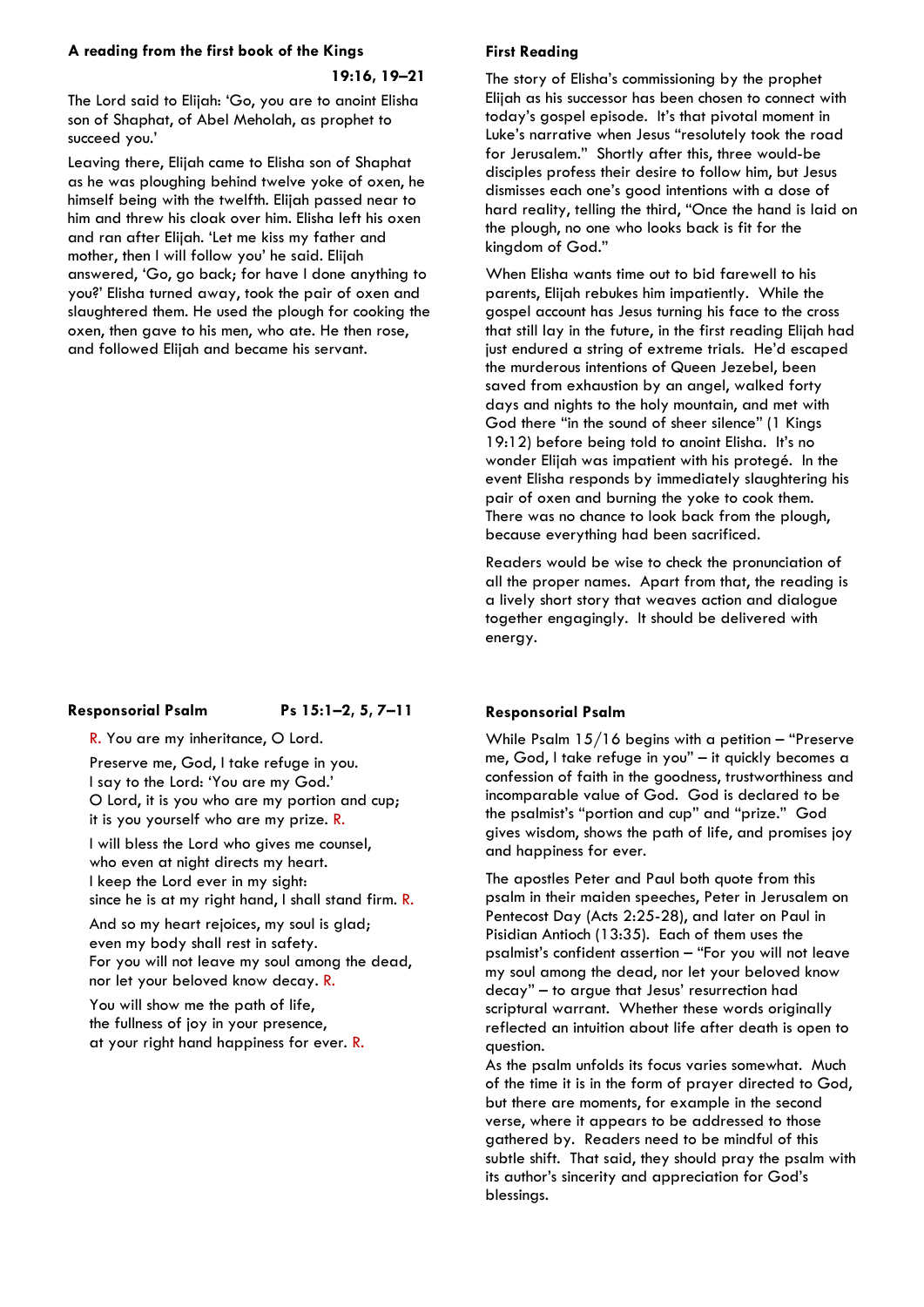**A reading from the first book of the Kings**

**19:16, 19–21**

The Lord said to Elijah: 'Go, you are to anoint Elisha son of Shaphat, of Abel Meholah, as prophet to succeed you.'

Leaving there, Elijah came to Elisha son of Shaphat as he was ploughing behind twelve yoke of oxen, he himself being with the twelfth. Elijah passed near to him and threw his cloak over him. Elisha left his oxen and ran after Elijah. 'Let me kiss my father and mother, then I will follow you' he said. Elijah answered, 'Go, go back; for have I done anything to you?' Elisha turned away, took the pair of oxen and slaughtered them. He used the plough for cooking the oxen, then gave to his men, who ate. He then rose, and followed Elijah and became his servant.

**First Reading**

The story of Elisha's commissioning by the prophet Elijah as his successor has been chosen to connect with today's gospel episode. It's that pivotal moment in Luke's narrative when Jesus "resolutely took the road for Jerusalem." Shortly after this, three would-be disciples profess their desire to follow him, but Jesus dismisses each one's good intentions with a dose of hard reality, telling the third, "Once the hand is laid on the plough, no one who looks back is fit for the kingdom of God."

When Elisha wants time out to bid farewell to his parents, Elijah rebukes him impatiently. While the gospel account has Jesus turning his face to the cross that still lay in the future, in the first reading Elijah had just endured a string of extreme trials. He'd escaped the murderous intentions of Queen Jezebel, been saved from exhaustion by an angel, walked forty days and nights to the holy mountain, and met with God there "in the sound of sheer silence" (1 Kings 19:12) before being told to anoint Elisha. It's no wonder Elijah was impatient with his protegé. In the event Elisha responds by immediately slaughtering his pair of oxen and burning the yoke to cook them. There was no chance to look back from the plough, because everything had been sacrificed.

Readers would be wise to check the pronunciation of all the proper names. Apart from that, the reading is a lively short story that weaves action and dialogue together engagingly. It should be delivered with energy.

**Responsorial Psalm** **Ps 15:1–2, 5, 7–11**

R. You are my inheritance, O Lord.

Preserve me, God, I take refuge in you.
I say to the Lord: 'You are my God.'
O Lord, it is you who are my portion and cup;
it is you yourself who are my prize. R.

I will bless the Lord who gives me counsel,
who even at night directs my heart.
I keep the Lord ever in my sight:
since he is at my right hand, I shall stand firm. R.

And so my heart rejoices, my soul is glad;
even my body shall rest in safety.
For you will not leave my soul among the dead,
nor let your beloved know decay. R.

You will show me the path of life,
the fullness of joy in your presence,
at your right hand happiness for ever. R.

**Responsorial Psalm**

While Psalm 15/16 begins with a petition – "Preserve me, God, I take refuge in you" – it quickly becomes a confession of faith in the goodness, trustworthiness and incomparable value of God. God is declared to be the psalmist's "portion and cup" and "prize." God gives wisdom, shows the path of life, and promises joy and happiness for ever.

The apostles Peter and Paul both quote from this psalm in their maiden speeches, Peter in Jerusalem on Pentecost Day (Acts 2:25-28), and later on Paul in Pisidian Antioch (13:35). Each of them uses the psalmist's confident assertion – "For you will not leave my soul among the dead, nor let your beloved know decay" – to argue that Jesus' resurrection had scriptural warrant. Whether these words originally reflected an intuition about life after death is open to question.

As the psalm unfolds its focus varies somewhat. Much of the time it is in the form of prayer directed to God, but there are moments, for example in the second verse, where it appears to be addressed to those gathered by. Readers need to be mindful of this subtle shift. That said, they should pray the psalm with its author's sincerity and appreciation for God's blessings.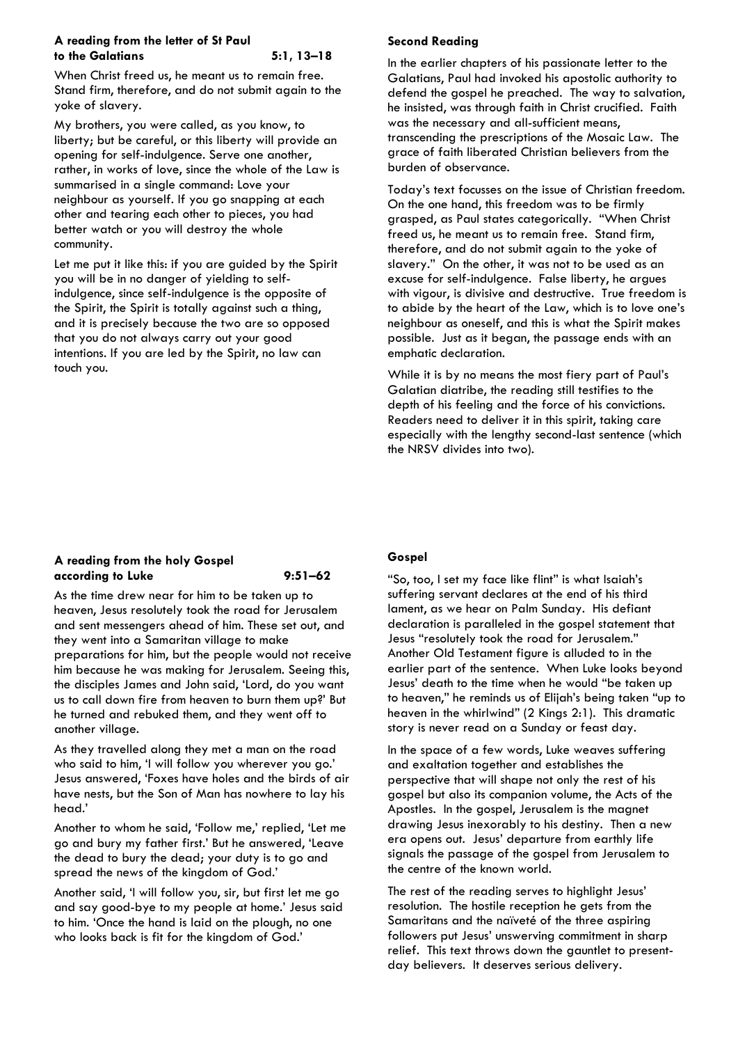**A reading from the letter of St Paul to the Galatians** **5:1, 13–18**

When Christ freed us, he meant us to remain free. Stand firm, therefore, and do not submit again to the yoke of slavery.

My brothers, you were called, as you know, to liberty; but be careful, or this liberty will provide an opening for self-indulgence. Serve one another, rather, in works of love, since the whole of the Law is summarised in a single command: Love your neighbour as yourself. If you go snapping at each other and tearing each other to pieces, you had better watch or you will destroy the whole community.

Let me put it like this: if you are guided by the Spirit you will be in no danger of yielding to self-indulgence, since self-indulgence is the opposite of the Spirit, the Spirit is totally against such a thing, and it is precisely because the two are so opposed that you do not always carry out your good intentions. If you are led by the Spirit, no law can touch you.

**Second Reading**

In the earlier chapters of his passionate letter to the Galatians, Paul had invoked his apostolic authority to defend the gospel he preached. The way to salvation, he insisted, was through faith in Christ crucified. Faith was the necessary and all-sufficient means, transcending the prescriptions of the Mosaic Law. The grace of faith liberated Christian believers from the burden of observance.

Today's text focusses on the issue of Christian freedom. On the one hand, this freedom was to be firmly grasped, as Paul states categorically. "When Christ freed us, he meant us to remain free. Stand firm, therefore, and do not submit again to the yoke of slavery." On the other, it was not to be used as an excuse for self-indulgence. False liberty, he argues with vigour, is divisive and destructive. True freedom is to abide by the heart of the Law, which is to love one's neighbour as oneself, and this is what the Spirit makes possible. Just as it began, the passage ends with an emphatic declaration.

While it is by no means the most fiery part of Paul's Galatian diatribe, the reading still testifies to the depth of his feeling and the force of his convictions. Readers need to deliver it in this spirit, taking care especially with the lengthy second-last sentence (which the NRSV divides into two).

**A reading from the holy Gospel according to Luke** **9:51–62**

As the time drew near for him to be taken up to heaven, Jesus resolutely took the road for Jerusalem and sent messengers ahead of him. These set out, and they went into a Samaritan village to make preparations for him, but the people would not receive him because he was making for Jerusalem. Seeing this, the disciples James and John said, 'Lord, do you want us to call down fire from heaven to burn them up?' But he turned and rebuked them, and they went off to another village.

As they travelled along they met a man on the road who said to him, 'I will follow you wherever you go.' Jesus answered, 'Foxes have holes and the birds of air have nests, but the Son of Man has nowhere to lay his head.'

Another to whom he said, 'Follow me,' replied, 'Let me go and bury my father first.' But he answered, 'Leave the dead to bury the dead; your duty is to go and spread the news of the kingdom of God.'

Another said, 'I will follow you, sir, but first let me go and say good-bye to my people at home.' Jesus said to him. 'Once the hand is laid on the plough, no one who looks back is fit for the kingdom of God.'

**Gospel**

"So, too, I set my face like flint" is what Isaiah's suffering servant declares at the end of his third lament, as we hear on Palm Sunday. His defiant declaration is paralleled in the gospel statement that Jesus "resolutely took the road for Jerusalem." Another Old Testament figure is alluded to in the earlier part of the sentence. When Luke looks beyond Jesus' death to the time when he would "be taken up to heaven," he reminds us of Elijah's being taken "up to heaven in the whirlwind" (2 Kings 2:1). This dramatic story is never read on a Sunday or feast day.

In the space of a few words, Luke weaves suffering and exaltation together and establishes the perspective that will shape not only the rest of his gospel but also its companion volume, the Acts of the Apostles. In the gospel, Jerusalem is the magnet drawing Jesus inexorably to his destiny. Then a new era opens out. Jesus' departure from earthly life signals the passage of the gospel from Jerusalem to the centre of the known world.

The rest of the reading serves to highlight Jesus' resolution. The hostile reception he gets from the Samaritans and the naïveté of the three aspiring followers put Jesus' unswerving commitment in sharp relief. This text throws down the gauntlet to present-day believers. It deserves serious delivery.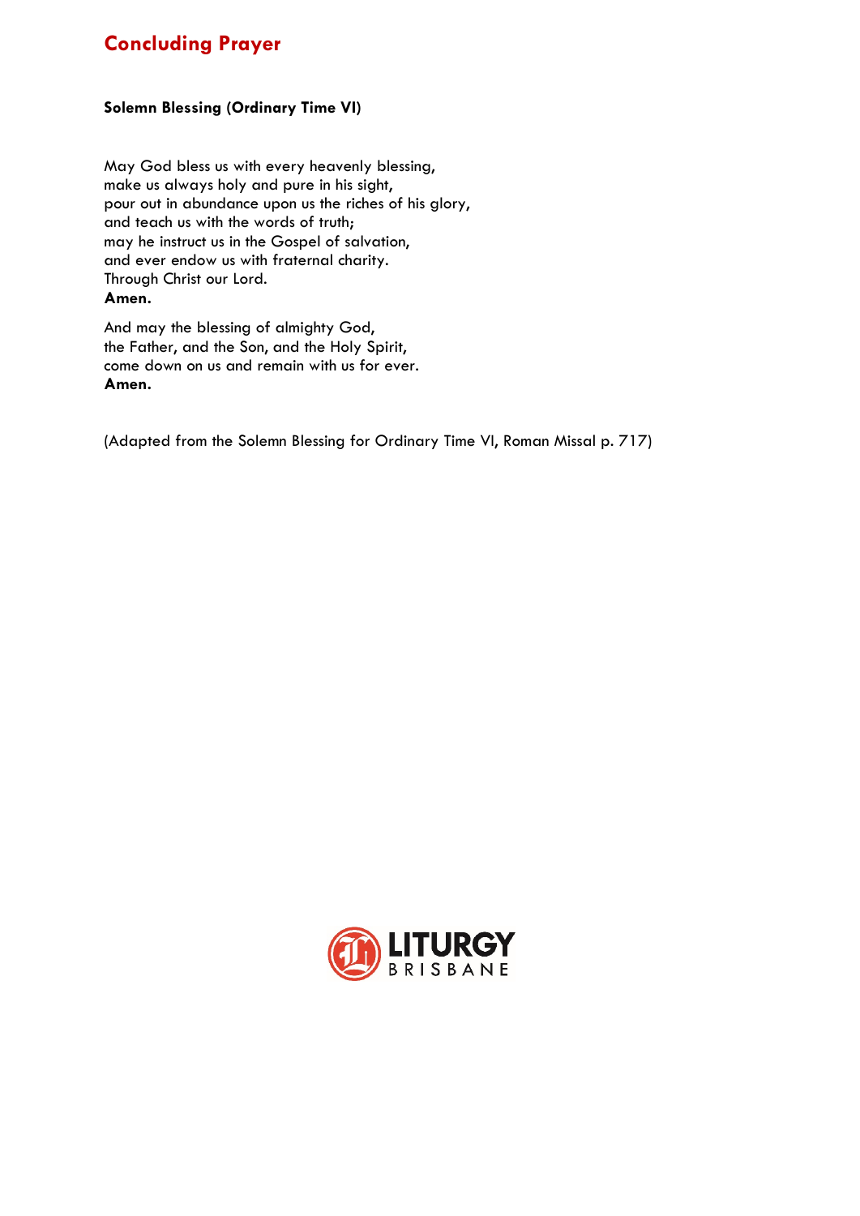# Concluding Prayer

**Solemn Blessing (Ordinary Time VI)**

May God bless us with every heavenly blessing,
make us always holy and pure in his sight,
pour out in abundance upon us the riches of his glory,
and teach us with the words of truth;
may he instruct us in the Gospel of salvation,
and ever endow us with fraternal charity.
Through Christ our Lord.
**Amen.**

And may the blessing of almighty God,
the Father, and the Son, and the Holy Spirit,
come down on us and remain with us for ever.
**Amen.**

(Adapted from the Solemn Blessing for Ordinary Time VI, Roman Missal p. 717)

LITURGY BRISBANE